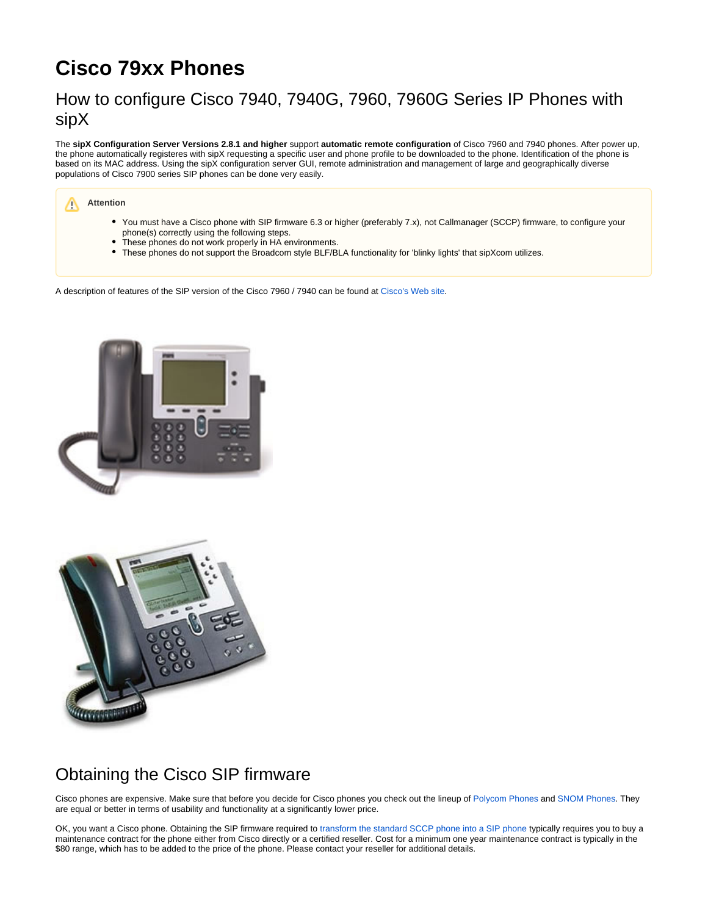# Cisco 79xx Phones

## How to configure Cisco 7940, 7940G, 7960, 7960G Series IP Phones with sipX

The **sipX Configuration Server Versions 2.8.1 and higher** support **automatic remote configuration** of Cisco 7960 and 7940 phones. After power up, the phone automatically registeres with sipX requesting a specific user and phone profile to be downloaded to the phone. Identification of the phone is based on its MAC address. Using the sipX configuration server GUI, remote administration and management of large and geographically diverse populations of Cisco 7900 series SIP phones can be done very easily.

> **Attention**
>
> - You must have a Cisco phone with SIP firmware 6.3 or higher (preferably 7.x), not Callmanager (SCCP) firmware, to configure your phone(s) correctly using the following steps.
> - These phones do not work properly in HA environments.
> - These phones do not support the Broadcom style BLF/BLA functionality for 'blinky lights' that sipXcom utilizes.

A description of features of the SIP version of the Cisco 7960 / 7940 can be found at Cisco's Web site.

## Obtaining the Cisco SIP firmware

Cisco phones are expensive. Make sure that before you decide for Cisco phones you check out the lineup of Polycom Phones and SNOM Phones. They are equal or better in terms of usability and functionality at a significantly lower price.

OK, you want a Cisco phone. Obtaining the SIP firmware required to transform the standard SCCP phone into a SIP phone typically requires you to buy a maintenance contract for the phone either from Cisco directly or a certified reseller. Cost for a minimum one year maintenance contract is typically in the $80 range, which has to be added to the price of the phone. Please contact your reseller for additional details.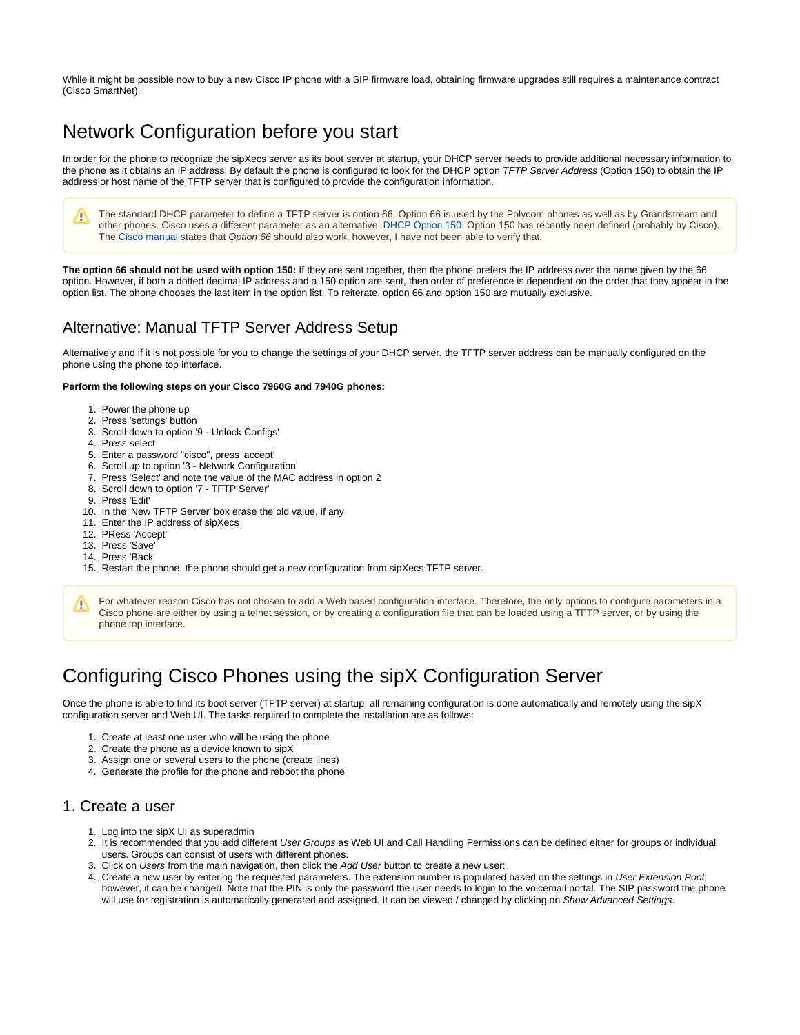While it might be possible now to buy a new Cisco IP phone with a SIP firmware load, obtaining firmware upgrades still requires a maintenance contract (Cisco SmartNet).

# Network Configuration before you start

In order for the phone to recognize the sipXecs server as its boot server at startup, your DHCP server needs to provide additional necessary information to the phone as it obtains an IP address. By default the phone is configured to look for the DHCP option *TFTP Server Address* (Option 150) to obtain the IP address or host name of the TFTP server that is configured to provide the configuration information.

> The standard DHCP parameter to define a TFTP server is option 66. Option 66 is used by the Polycom phones as well as by Grandstream and other phones. Cisco uses a different parameter as an alternative: DHCP Option 150. Option 150 has recently been defined (probably by Cisco). The Cisco manual states that *Option 66* should also work, however, I have not been able to verify that.

**The option 66 should not be used with option 150:** If they are sent together, then the phone prefers the IP address over the name given by the 66 option. However, if both a dotted decimal IP address and a 150 option are sent, then order of preference is dependent on the order that they appear in the option list. The phone chooses the last item in the option list. To reiterate, option 66 and option 150 are mutually exclusive.

## Alternative: Manual TFTP Server Address Setup

Alternatively and if it is not possible for you to change the settings of your DHCP server, the TFTP server address can be manually configured on the phone using the phone top interface.

**Perform the following steps on your Cisco 7960G and 7940G phones:**

1. Power the phone up
2. Press 'settings' button
3. Scroll down to option '9 - Unlock Configs'
4. Press select
5. Enter a password "cisco", press 'accept'
6. Scroll up to option '3 - Network Configuration'
7. Press 'Select' and note the value of the MAC address in option 2
8. Scroll down to option '7 - TFTP Server'
9. Press 'Edit'
10. In the 'New TFTP Server' box erase the old value, if any
11. Enter the IP address of sipXecs
12. PRess 'Accept'
13. Press 'Save'
14. Press 'Back'
15. Restart the phone; the phone should get a new configuration from sipXecs TFTP server.

> For whatever reason Cisco has not chosen to add a Web based configuration interface. Therefore, the only options to configure parameters in a Cisco phone are either by using a telnet session, or by creating a configuration file that can be loaded using a TFTP server, or by using the phone top interface.

# Configuring Cisco Phones using the sipX Configuration Server

Once the phone is able to find its boot server (TFTP server) at startup, all remaining configuration is done automatically and remotely using the sipX configuration server and Web UI. The tasks required to complete the installation are as follows:

1. Create at least one user who will be using the phone
2. Create the phone as a device known to sipX
3. Assign one or several users to the phone (create lines)
4. Generate the profile for the phone and reboot the phone

## 1. Create a user

1. Log into the sipX UI as superadmin
2. It is recommended that you add different *User Groups* as Web UI and Call Handling Permissions can be defined either for groups or individual users. Groups can consist of users with different phones.
3. Click on *Users* from the main navigation, then click the *Add User* button to create a new user:
4. Create a new user by entering the requested parameters. The extension number is populated based on the settings in *User Extension Pool*; however, it can be changed. Note that the PIN is only the password the user needs to login to the voicemail portal. The SIP password the phone will use for registration is automatically generated and assigned. It can be viewed / changed by clicking on *Show Advanced Settings*.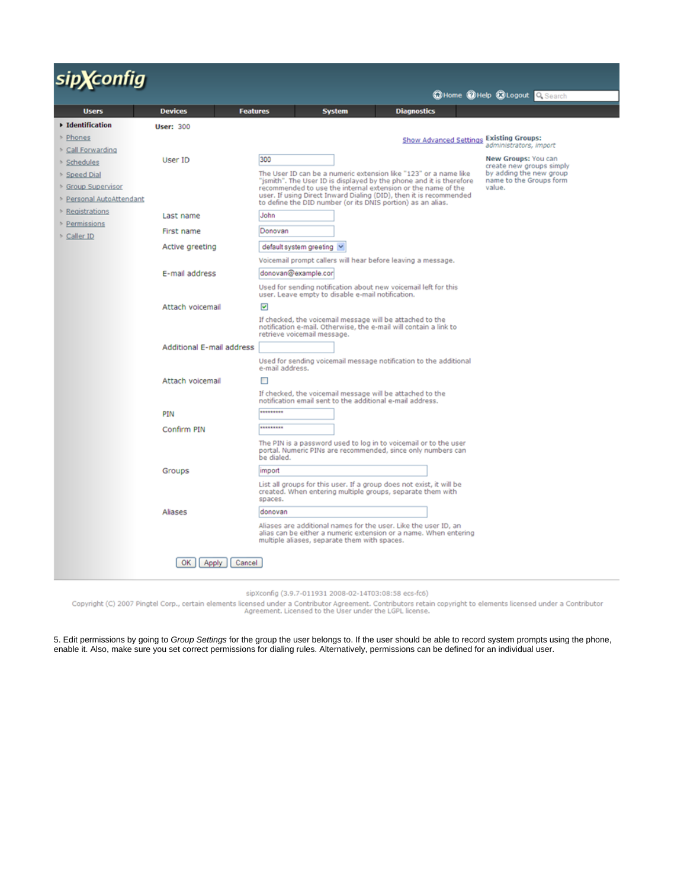sipXconfig

Home Help Logout Search

| Users | Devices | Features | System | Diagnostics |
|---|---|---|---|---|

- **Identification**
- Phones
- Call Forwarding
- Schedules
- Speed Dial
- Group Supervisor
- Personal AutoAttendant
- Registrations
- Permissions
- Caller ID

**User:** 300

Show Advanced Settings

**Existing Groups:** *administrators, import*

**New Groups:** You can create new groups simply by adding the new group name to the Groups form value.

| Field | Value |
|---|---|
| User ID | 300 |
| | The User ID can be a numeric extension like "123" or a name like "jsmith". The User ID is displayed by the phone and it is therefore recommended to use the internal extension or the name of the user. If using Direct Inward Dialing (DID), then it is recommended to define the DID number (or its DNIS portion) as an alias. |
| Last name | John |
| First name | Donovan |
| Active greeting | default system greeting |
| | Voicemail prompt callers will hear before leaving a message. |
| E-mail address | donovan@example.cor |
| | Used for sending notification about new voicemail left for this user. Leave empty to disable e-mail notification. |
| Attach voicemail | ☑ |
| | If checked, the voicemail message will be attached to the notification e-mail. Otherwise, the e-mail will contain a link to retrieve voicemail message. |
| Additional E-mail address | |
| | Used for sending voicemail message notification to the additional e-mail address. |
| Attach voicemail | ☐ |
| | If checked, the voicemail message will be attached to the notification email sent to the additional e-mail address. |
| PIN | ********* |
| Confirm PIN | ********* |
| | The PIN is a password used to log in to voicemail or to the user portal. Numeric PINs are recommended, since only numbers can be dialed. |
| Groups | import |
| | List all groups for this user. If a group does not exist, it will be created. When entering multiple groups, separate them with spaces. |
| Aliases | donovan |
| | Aliases are additional names for the user. Like the user ID, an alias can be either a numeric extension or a name. When entering multiple aliases, separate them with spaces. |

OK Apply Cancel

sipXconfig (3.9.7-011931 2008-02-14T03:08:58 ecs-fc6)

Copyright (C) 2007 Pingtel Corp., certain elements licensed under a Contributor Agreement. Contributors retain copyright to elements licensed under a Contributor Agreement. Licensed to the User under the LGPL license.

5. Edit permissions by going to *Group Settings* for the group the user belongs to. If the user should be able to record system prompts using the phone, enable it. Also, make sure you set correct permissions for dialing rules. Alternatively, permissions can be defined for an individual user.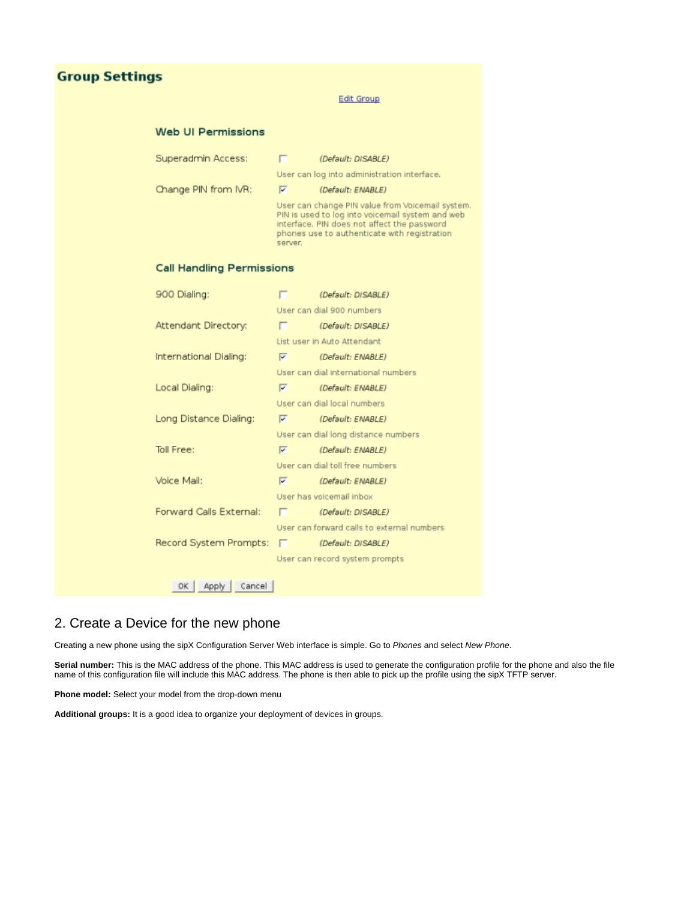# Group Settings

Edit Group

### Web UI Permissions

| Setting | Enabled | Default | Description |
|---|---|---|---|
| Superadmin Access: | ☐ | *(Default: DISABLE)* | User can log into administration interface. |
| Change PIN from IVR: | ☑ | *(Default: ENABLE)* | User can change PIN value from Voicemail system. PIN is used to log into voicemail system and web interface. PIN does not affect the password phones use to authenticate with registration server. |

### Call Handling Permissions

| Setting | Enabled | Default | Description |
|---|---|---|---|
| 900 Dialing: | ☐ | *(Default: DISABLE)* | User can dial 900 numbers |
| Attendant Directory: | ☐ | *(Default: DISABLE)* | List user in Auto Attendant |
| International Dialing: | ☑ | *(Default: ENABLE)* | User can dial international numbers |
| Local Dialing: | ☑ | *(Default: ENABLE)* | User can dial local numbers |
| Long Distance Dialing: | ☑ | *(Default: ENABLE)* | User can dial long distance numbers |
| Toll Free: | ☑ | *(Default: ENABLE)* | User can dial toll free numbers |
| Voice Mail: | ☑ | *(Default: ENABLE)* | User has voicemail inbox |
| Forward Calls External: | ☐ | *(Default: DISABLE)* | User can forward calls to external numbers |
| Record System Prompts: | ☐ | *(Default: DISABLE)* | User can record system prompts |

OK | Apply | Cancel

## 2. Create a Device for the new phone

Creating a new phone using the sipX Configuration Server Web interface is simple. Go to *Phones* and select *New Phone*.

**Serial number:** This is the MAC address of the phone. This MAC address is used to generate the configuration profile for the phone and also the file name of this configuration file will include this MAC address. The phone is then able to pick up the profile using the sipX TFTP server.

**Phone model:** Select your model from the drop-down menu

**Additional groups:** It is a good idea to organize your deployment of devices in groups.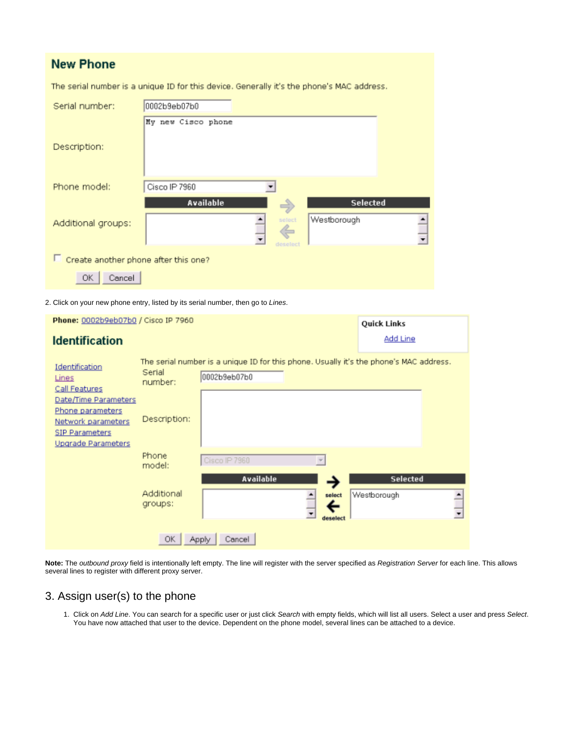## New Phone

The serial number is a unique ID for this device. Generally it's the phone's MAC address.

| | |
|---|---|
| Serial number: | 0002b9eb07b0 |
| Description: | My new Cisco phone |
| Phone model: | Cisco IP 7960 |
| Additional groups: | Available: — / Selected: Westborough |

☐ Create another phone after this one?

OK | Cancel

2. Click on your new phone entry, listed by its serial number, then go to *Lines*.

**Phone:** 0002b9eb07b0 / Cisco IP 7960

## Identification

Quick Links: Add Line

- Identification
- Lines
- Call Features
- Date/Time Parameters
- Phone parameters
- Network parameters
- SIP Parameters
- Upgrade Parameters

The serial number is a unique ID for this phone. Usually it's the phone's MAC address.

| | |
|---|---|
| Serial number: | 0002b9eb07b0 |
| Description: | |
| Phone model: | Cisco IP 7960 |
| Additional groups: | Available: — / Selected: Westborough |

OK | Apply | Cancel

**Note:** The *outbound proxy* field is intentionally left empty. The line will register with the server specified as *Registration Server* for each line. This allows several lines to register with different proxy server.

## 3. Assign user(s) to the phone

1. Click on *Add Line*. You can search for a specific user or just click *Search* with empty fields, which will list all users. Select a user and press *Select*. You have now attached that user to the device. Dependent on the phone model, several lines can be attached to a device.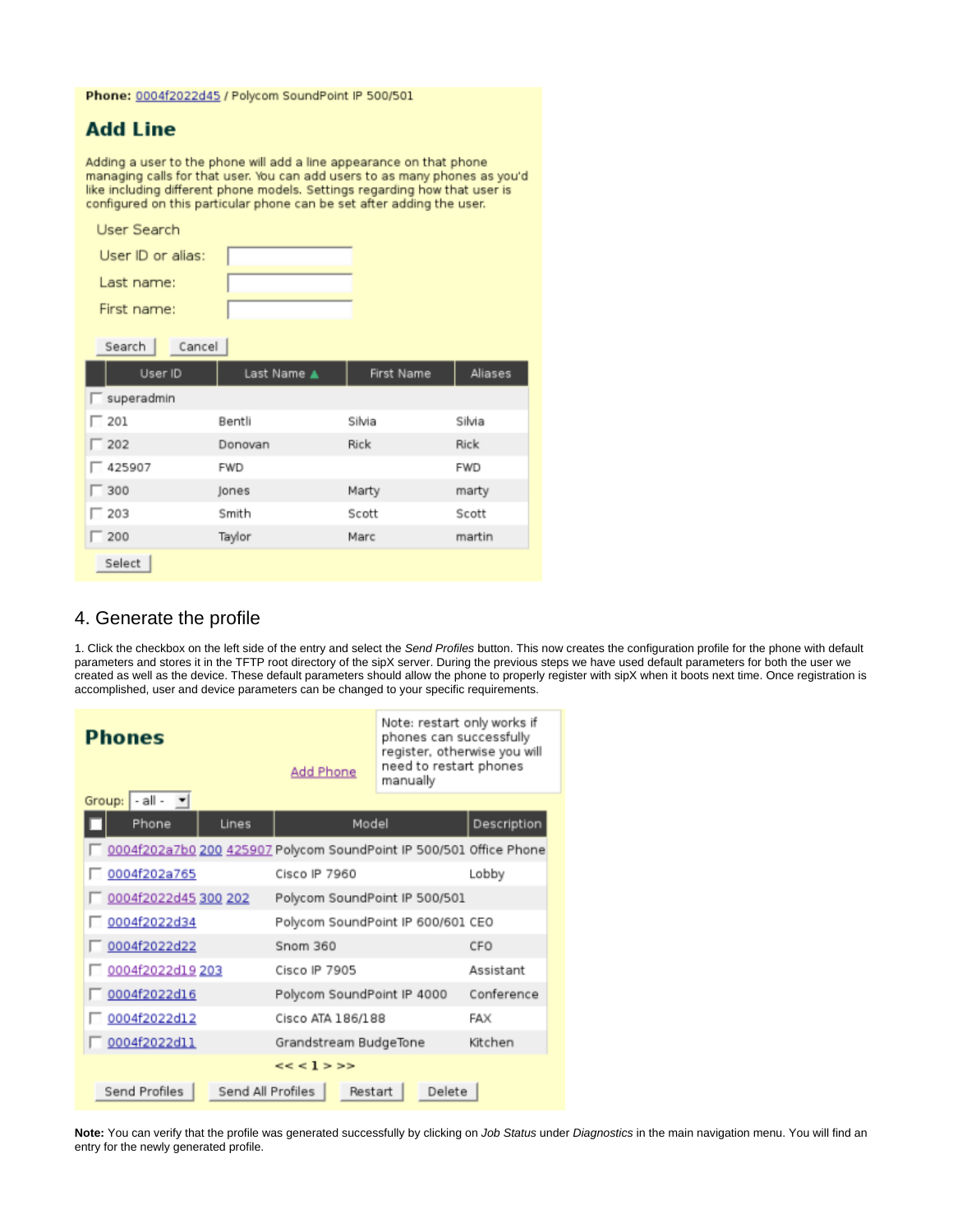**Phone:** 0004f2022d45 / Polycom SoundPoint IP 500/501

## Add Line

Adding a user to the phone will add a line appearance on that phone managing calls for that user. You can add users to as many phones as you'd like including different phone models. Settings regarding how that user is configured on this particular phone can be set after adding the user.

User Search

User ID or alias:

Last name:

First name:

Search Cancel

| User ID | Last Name ▲ | First Name | Aliases |
|---|---|---|---|
| superadmin | | | |
| 201 | Bentli | Silvia | Silvia |
| 202 | Donovan | Rick | Rick |
| 425907 | FWD | | FWD |
| 300 | Jones | Marty | marty |
| 203 | Smith | Scott | Scott |
| 200 | Taylor | Marc | martin |

Select

## 4. Generate the profile

1. Click the checkbox on the left side of the entry and select the *Send Profiles* button. This now creates the configuration profile for the phone with default parameters and stores it in the TFTP root directory of the sipX server. During the previous steps we have used default parameters for both the user we created as well as the device. These default parameters should allow the phone to properly register with sipX when it boots next time. Once registration is accomplished, user and device parameters can be changed to your specific requirements.

## Phones

Add Phone

Note: restart only works if phones can successfully register, otherwise you will need to restart phones manually

Group: - all -

| Phone | Lines | Model | Description |
|---|---|---|---|
| 0004f202a7b0 | 200 425907 | Polycom SoundPoint IP 500/501 | Office Phone |
| 0004f202a765 | | Cisco IP 7960 | Lobby |
| 0004f2022d45 | 300 202 | Polycom SoundPoint IP 500/501 | |
| 0004f2022d34 | | Polycom SoundPoint IP 600/601 | CEO |
| 0004f2022d22 | | Snom 360 | CFO |
| 0004f2022d19 | 203 | Cisco IP 7905 | Assistant |
| 0004f2022d16 | | Polycom SoundPoint IP 4000 | Conference |
| 0004f2022d12 | | Cisco ATA 186/188 | FAX |
| 0004f2022d11 | | Grandstream BudgeTone | Kitchen |

<< < 1 > >>

Send Profiles Send All Profiles Restart Delete

**Note:** You can verify that the profile was generated successfully by clicking on *Job Status* under *Diagnostics* in the main navigation menu. You will find an entry for the newly generated profile.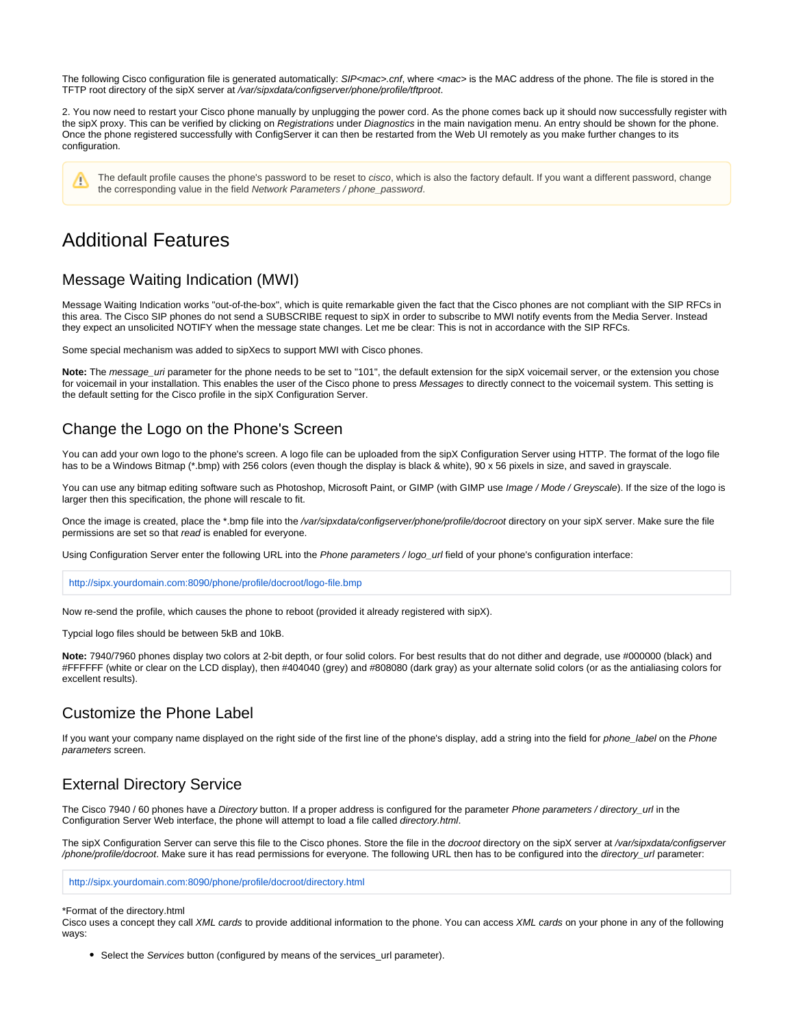The following Cisco configuration file is generated automatically: *SIP<mac>.cnf*, where *<mac>* is the MAC address of the phone. The file is stored in the TFTP root directory of the sipX server at */var/sipxdata/configserver/phone/profile/tftproot*.

2. You now need to restart your Cisco phone manually by unplugging the power cord. As the phone comes back up it should now successfully register with the sipX proxy. This can be verified by clicking on *Registrations* under *Diagnostics* in the main navigation menu. An entry should be shown for the phone. Once the phone registered successfully with ConfigServer it can then be restarted from the Web UI remotely as you make further changes to its configuration.

> ⚠ The default profile causes the phone's password to be reset to *cisco*, which is also the factory default. If you want a different password, change the corresponding value in the field *Network Parameters / phone_password*.

# Additional Features

## Message Waiting Indication (MWI)

Message Waiting Indication works "out-of-the-box", which is quite remarkable given the fact that the Cisco phones are not compliant with the SIP RFCs in this area. The Cisco SIP phones do not send a SUBSCRIBE request to sipX in order to subscribe to MWI notify events from the Media Server. Instead they expect an unsolicited NOTIFY when the message state changes. Let me be clear: This is not in accordance with the SIP RFCs.

Some special mechanism was added to sipXecs to support MWI with Cisco phones.

**Note:** The *message_uri* parameter for the phone needs to be set to "101", the default extension for the sipX voicemail server, or the extension you chose for voicemail in your installation. This enables the user of the Cisco phone to press *Messages* to directly connect to the voicemail system. This setting is the default setting for the Cisco profile in the sipX Configuration Server.

## Change the Logo on the Phone's Screen

You can add your own logo to the phone's screen. A logo file can be uploaded from the sipX Configuration Server using HTTP. The format of the logo file has to be a Windows Bitmap (*.bmp) with 256 colors (even though the display is black & white), 90 x 56 pixels in size, and saved in grayscale.

You can use any bitmap editing software such as Photoshop, Microsoft Paint, or GIMP (with GIMP use *Image / Mode / Greyscale*). If the size of the logo is larger then this specification, the phone will rescale to fit.

Once the image is created, place the *.bmp file into the */var/sipxdata/configserver/phone/profile/docroot* directory on your sipX server. Make sure the file permissions are set so that *read* is enabled for everyone.

Using Configuration Server enter the following URL into the *Phone parameters / logo_url* field of your phone's configuration interface:

```
http://sipx.yourdomain.com:8090/phone/profile/docroot/logo-file.bmp
```

Now re-send the profile, which causes the phone to reboot (provided it already registered with sipX).

Typcial logo files should be between 5kB and 10kB.

**Note:** 7940/7960 phones display two colors at 2-bit depth, or four solid colors. For best results that do not dither and degrade, use #000000 (black) and #FFFFFF (white or clear on the LCD display), then #404040 (grey) and #808080 (dark gray) as your alternate solid colors (or as the antialiasing colors for excellent results).

## Customize the Phone Label

If you want your company name displayed on the right side of the first line of the phone's display, add a string into the field for *phone_label* on the *Phone parameters* screen.

## External Directory Service

The Cisco 7940 / 60 phones have a *Directory* button. If a proper address is configured for the parameter *Phone parameters / directory_url* in the Configuration Server Web interface, the phone will attempt to load a file called *directory.html*.

The sipX Configuration Server can serve this file to the Cisco phones. Store the file in the *docroot* directory on the sipX server at */var/sipxdata/configserver/phone/profile/docroot*. Make sure it has read permissions for everyone. The following URL then has to be configured into the *directory_url* parameter:

```
http://sipx.yourdomain.com:8090/phone/profile/docroot/directory.html
```

*Format of the directory.html
Cisco uses a concept they call *XML cards* to provide additional information to the phone. You can access *XML cards* on your phone in any of the following ways:

- Select the *Services* button (configured by means of the services_url parameter).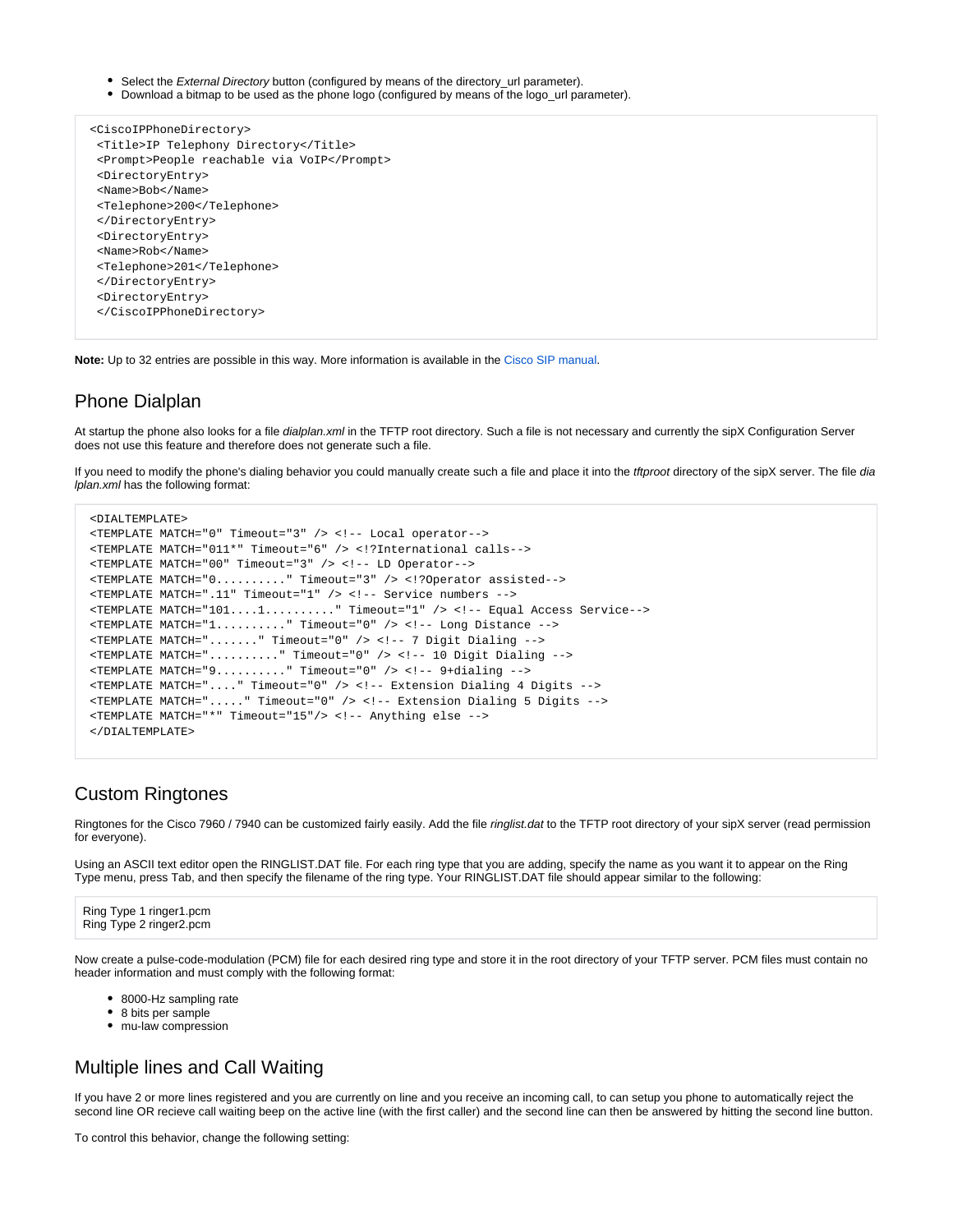- Select the *External Directory* button (configured by means of the directory_url parameter).
- Download a bitmap to be used as the phone logo (configured by means of the logo_url parameter).

```
<CiscoIPPhoneDirectory>
 <Title>IP Telephony Directory</Title>
 <Prompt>People reachable via VoIP</Prompt>
 <DirectoryEntry>
 <Name>Bob</Name>
 <Telephone>200</Telephone>
 </DirectoryEntry>
 <DirectoryEntry>
 <Name>Rob</Name>
 <Telephone>201</Telephone>
 </DirectoryEntry>
 <DirectoryEntry>
 </CiscoIPPhoneDirectory>
```

**Note:** Up to 32 entries are possible in this way. More information is available in the Cisco SIP manual.

## Phone Dialplan

At startup the phone also looks for a file *dialplan.xml* in the TFTP root directory. Such a file is not necessary and currently the sipX Configuration Server does not use this feature and therefore does not generate such a file.

If you need to modify the phone's dialing behavior you could manually create such a file and place it into the *tftproot* directory of the sipX server. The file *dialplan.xml* has the following format:

```
<DIALTEMPLATE>
<TEMPLATE MATCH="0" Timeout="3" /> <!-- Local operator-->
<TEMPLATE MATCH="011*" Timeout="6" /> <!?International calls-->
<TEMPLATE MATCH="00" Timeout="3" /> <!-- LD Operator-->
<TEMPLATE MATCH="0.........." Timeout="3" /> <!?Operator assisted-->
<TEMPLATE MATCH=".11" Timeout="1" /> <!-- Service numbers -->
<TEMPLATE MATCH="101....1.........." Timeout="1" /> <!-- Equal Access Service-->
<TEMPLATE MATCH="1.........." Timeout="0" /> <!-- Long Distance -->
<TEMPLATE MATCH="......." Timeout="0" /> <!-- 7 Digit Dialing -->
<TEMPLATE MATCH=".........." Timeout="0" /> <!-- 10 Digit Dialing -->
<TEMPLATE MATCH="9.........." Timeout="0" /> <!-- 9+dialing -->
<TEMPLATE MATCH="...." Timeout="0" /> <!-- Extension Dialing 4 Digits -->
<TEMPLATE MATCH="....." Timeout="0" /> <!-- Extension Dialing 5 Digits -->
<TEMPLATE MATCH="*" Timeout="15"/> <!-- Anything else -->
</DIALTEMPLATE>
```

## Custom Ringtones

Ringtones for the Cisco 7960 / 7940 can be customized fairly easily. Add the file *ringlist.dat* to the TFTP root directory of your sipX server (read permission for everyone).

Using an ASCII text editor open the RINGLIST.DAT file. For each ring type that you are adding, specify the name as you want it to appear on the Ring Type menu, press Tab, and then specify the filename of the ring type. Your RINGLIST.DAT file should appear similar to the following:

```
Ring Type 1 ringer1.pcm
Ring Type 2 ringer2.pcm
```

Now create a pulse-code-modulation (PCM) file for each desired ring type and store it in the root directory of your TFTP server. PCM files must contain no header information and must comply with the following format:

- 8000-Hz sampling rate
- 8 bits per sample
- mu-law compression

## Multiple lines and Call Waiting

If you have 2 or more lines registered and you are currently on line and you receive an incoming call, to can setup you phone to automatically reject the second line OR recieve call waiting beep on the active line (with the first caller) and the second line can then be answered by hitting the second line button.

To control this behavior, change the following setting: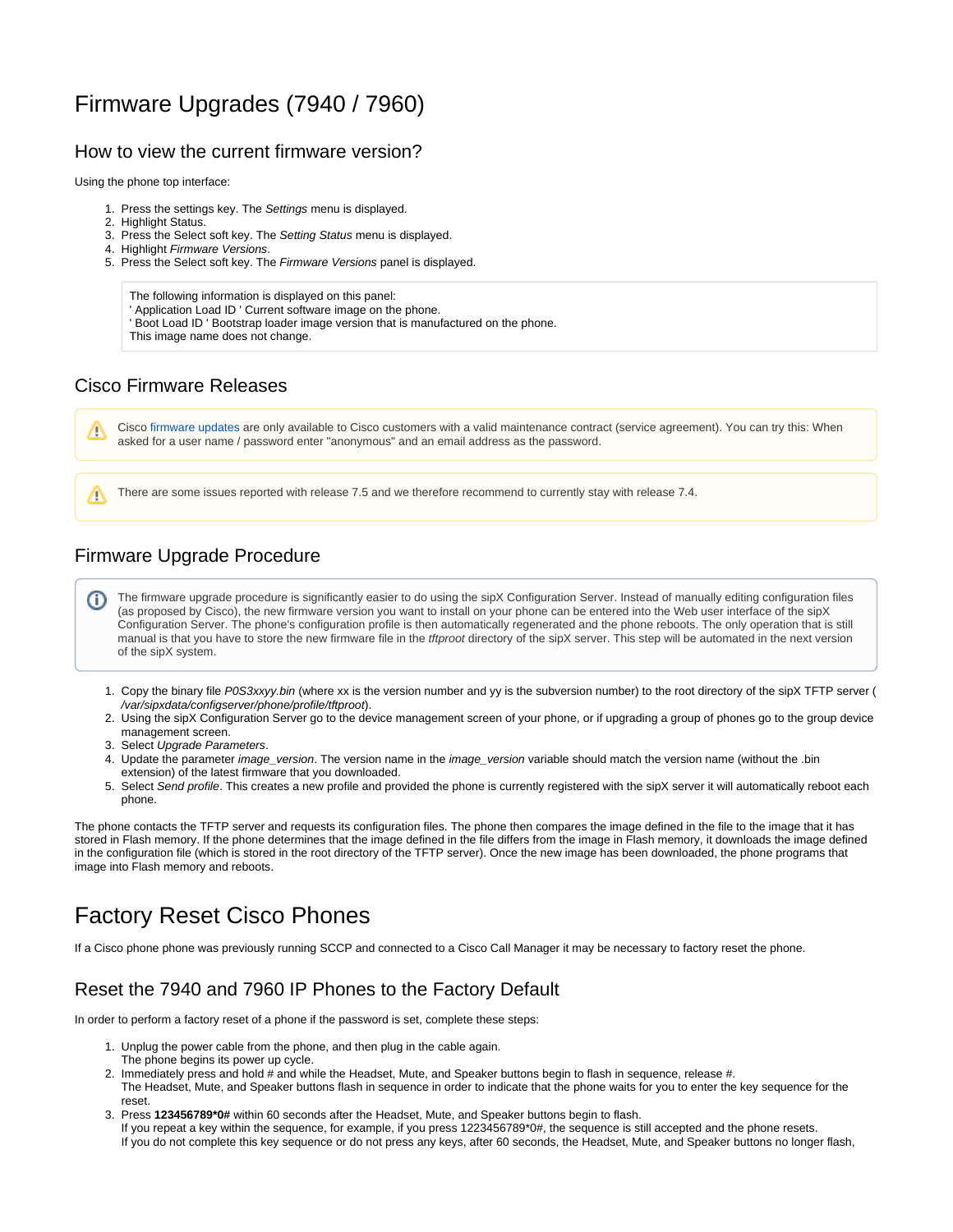# Firmware Upgrades (7940 / 7960)

## How to view the current firmware version?

Using the phone top interface:

1. Press the settings key. The *Settings* menu is displayed.
2. Highlight Status.
3. Press the Select soft key. The *Setting Status* menu is displayed.
4. Highlight *Firmware Versions*.
5. Press the Select soft key. The *Firmware Versions* panel is displayed.

> The following information is displayed on this panel:
> ' Application Load ID ' Current software image on the phone.
> ' Boot Load ID ' Bootstrap loader image version that is manufactured on the phone.
> This image name does not change.

## Cisco Firmware Releases

> Cisco firmware updates are only available to Cisco customers with a valid maintenance contract (service agreement). You can try this: When asked for a user name / password enter "anonymous" and an email address as the password.

> There are some issues reported with release 7.5 and we therefore recommend to currently stay with release 7.4.

## Firmware Upgrade Procedure

> The firmware upgrade procedure is significantly easier to do using the sipX Configuration Server. Instead of manually editing configuration files (as proposed by Cisco), the new firmware version you want to install on your phone can be entered into the Web user interface of the sipX Configuration Server. The phone's configuration profile is then automatically regenerated and the phone reboots. The only operation that is still manual is that you have to store the new firmware file in the *tftproot* directory of the sipX server. This step will be automated in the next version of the sipX system.

1. Copy the binary file *P0S3xxyy.bin* (where xx is the version number and yy is the subversion number) to the root directory of the sipX TFTP server ( */var/sipxdata/configserver/phone/profile/tftproot*).
2. Using the sipX Configuration Server go to the device management screen of your phone, or if upgrading a group of phones go to the group device management screen.
3. Select *Upgrade Parameters*.
4. Update the parameter *image_version*. The version name in the *image_version* variable should match the version name (without the .bin extension) of the latest firmware that you downloaded.
5. Select *Send profile*. This creates a new profile and provided the phone is currently registered with the sipX server it will automatically reboot each phone.

The phone contacts the TFTP server and requests its configuration files. The phone then compares the image defined in the file to the image that it has stored in Flash memory. If the phone determines that the image defined in the file differs from the image in Flash memory, it downloads the image defined in the configuration file (which is stored in the root directory of the TFTP server). Once the new image has been downloaded, the phone programs that image into Flash memory and reboots.

# Factory Reset Cisco Phones

If a Cisco phone phone was previously running SCCP and connected to a Cisco Call Manager it may be necessary to factory reset the phone.

## Reset the 7940 and 7960 IP Phones to the Factory Default

In order to perform a factory reset of a phone if the password is set, complete these steps:

1. Unplug the power cable from the phone, and then plug in the cable again.
   The phone begins its power up cycle.
2. Immediately press and hold # and while the Headset, Mute, and Speaker buttons begin to flash in sequence, release #.
   The Headset, Mute, and Speaker buttons flash in sequence in order to indicate that the phone waits for you to enter the key sequence for the reset.
3. Press **123456789*0#** within 60 seconds after the Headset, Mute, and Speaker buttons begin to flash.
   If you repeat a key within the sequence, for example, if you press 1223456789*0#, the sequence is still accepted and the phone resets.
   If you do not complete this key sequence or do not press any keys, after 60 seconds, the Headset, Mute, and Speaker buttons no longer flash,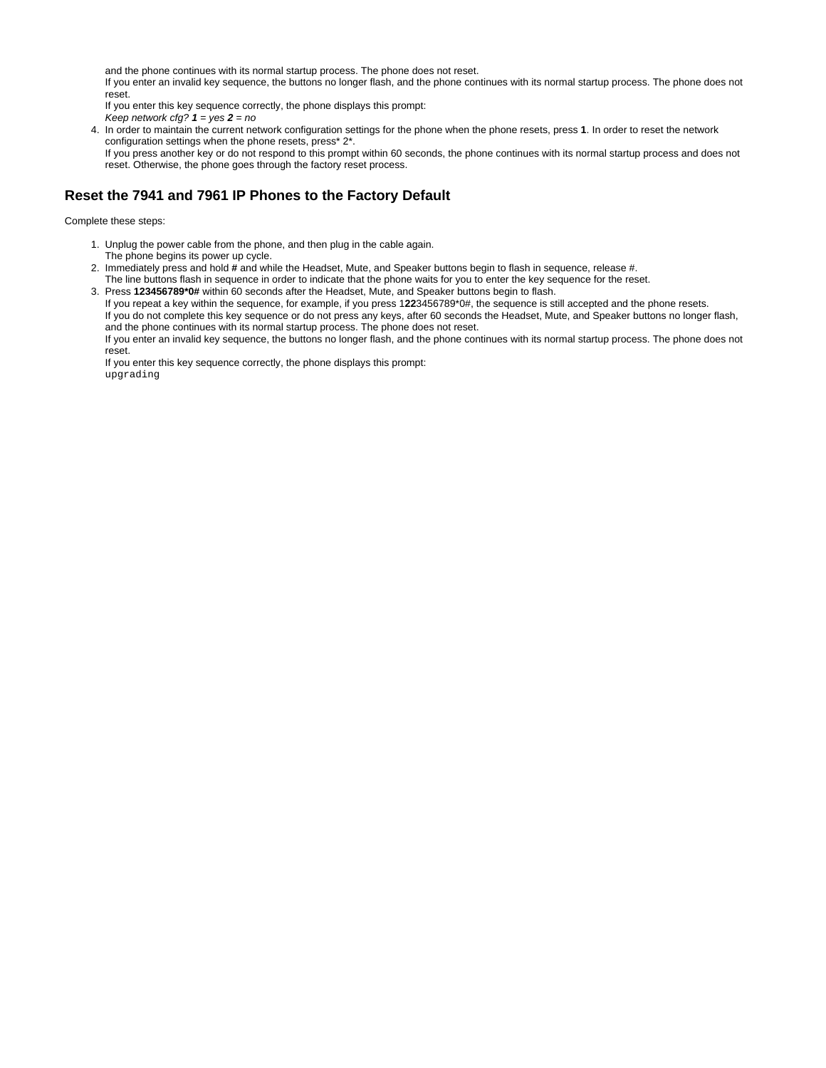and the phone continues with its normal startup process. The phone does not reset.
If you enter an invalid key sequence, the buttons no longer flash, and the phone continues with its normal startup process. The phone does not reset.
If you enter this key sequence correctly, the phone displays this prompt:
*Keep network cfg? **1** = yes **2** = no*

4. In order to maintain the current network configuration settings for the phone when the phone resets, press **1**. In order to reset the network configuration settings when the phone resets, press* 2*.
   If you press another key or do not respond to this prompt within 60 seconds, the phone continues with its normal startup process and does not reset. Otherwise, the phone goes through the factory reset process.

## Reset the 7941 and 7961 IP Phones to the Factory Default

Complete these steps:

1. Unplug the power cable from the phone, and then plug in the cable again.
   The phone begins its power up cycle.
2. Immediately press and hold **#** and while the Headset, Mute, and Speaker buttons begin to flash in sequence, release #.
   The line buttons flash in sequence in order to indicate that the phone waits for you to enter the key sequence for the reset.
3. Press **123456789*0#** within 60 seconds after the Headset, Mute, and Speaker buttons begin to flash.
   If you repeat a key within the sequence, for example, if you press 1**22**3456789*0#, the sequence is still accepted and the phone resets.
   If you do not complete this key sequence or do not press any keys, after 60 seconds the Headset, Mute, and Speaker buttons no longer flash, and the phone continues with its normal startup process. The phone does not reset.
   If you enter an invalid key sequence, the buttons no longer flash, and the phone continues with its normal startup process. The phone does not reset.
   If you enter this key sequence correctly, the phone displays this prompt:
   `upgrading`